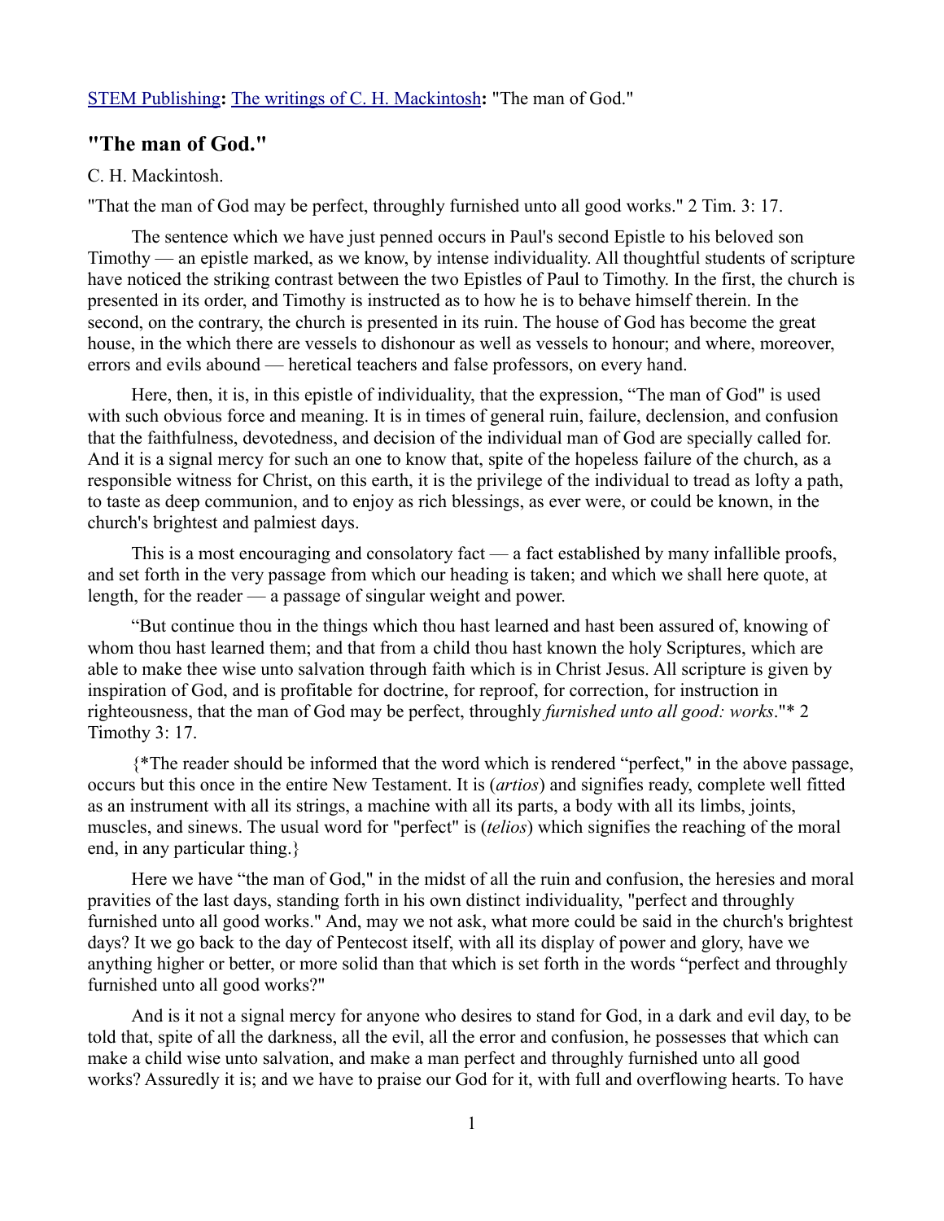STEM Publishing**:** The writings of C. H. Mackintosh**:** "The man of God."

## "The man of God."

C. H. Mackintosh.

"That the man of God may be perfect, throughly furnished unto all good works." 2 Tim. 3: 17.

The sentence which we have just penned occurs in Paul's second Epistle to his beloved son Timothy — an epistle marked, as we know, by intense individuality. All thoughtful students of scripture have noticed the striking contrast between the two Epistles of Paul to Timothy. In the first, the church is presented in its order, and Timothy is instructed as to how he is to behave himself therein. In the second, on the contrary, the church is presented in its ruin. The house of God has become the great house, in the which there are vessels to dishonour as well as vessels to honour; and where, moreover, errors and evils abound — heretical teachers and false professors, on every hand.

Here, then, it is, in this epistle of individuality, that the expression, "The man of God" is used with such obvious force and meaning. It is in times of general ruin, failure, declension, and confusion that the faithfulness, devotedness, and decision of the individual man of God are specially called for. And it is a signal mercy for such an one to know that, spite of the hopeless failure of the church, as a responsible witness for Christ, on this earth, it is the privilege of the individual to tread as lofty a path, to taste as deep communion, and to enjoy as rich blessings, as ever were, or could be known, in the church's brightest and palmiest days.

This is a most encouraging and consolatory fact — a fact established by many infallible proofs, and set forth in the very passage from which our heading is taken; and which we shall here quote, at length, for the reader — a passage of singular weight and power.

"But continue thou in the things which thou hast learned and hast been assured of, knowing of whom thou hast learned them; and that from a child thou hast known the holy Scriptures, which are able to make thee wise unto salvation through faith which is in Christ Jesus. All scripture is given by inspiration of God, and is profitable for doctrine, for reproof, for correction, for instruction in righteousness, that the man of God may be perfect, throughly *furnished unto all good: works*."* 2 Timothy 3: 17.

{*The reader should be informed that the word which is rendered "perfect," in the above passage, occurs but this once in the entire New Testament. It is (*artios*) and signifies ready, complete well fitted as an instrument with all its strings, a machine with all its parts, a body with all its limbs, joints, muscles, and sinews. The usual word for "perfect" is (*telios*) which signifies the reaching of the moral end, in any particular thing.}

Here we have "the man of God," in the midst of all the ruin and confusion, the heresies and moral pravities of the last days, standing forth in his own distinct individuality, "perfect and throughly furnished unto all good works." And, may we not ask, what more could be said in the church's brightest days? It we go back to the day of Pentecost itself, with all its display of power and glory, have we anything higher or better, or more solid than that which is set forth in the words "perfect and throughly furnished unto all good works?"

And is it not a signal mercy for anyone who desires to stand for God, in a dark and evil day, to be told that, spite of all the darkness, all the evil, all the error and confusion, he possesses that which can make a child wise unto salvation, and make a man perfect and throughly furnished unto all good works? Assuredly it is; and we have to praise our God for it, with full and overflowing hearts. To have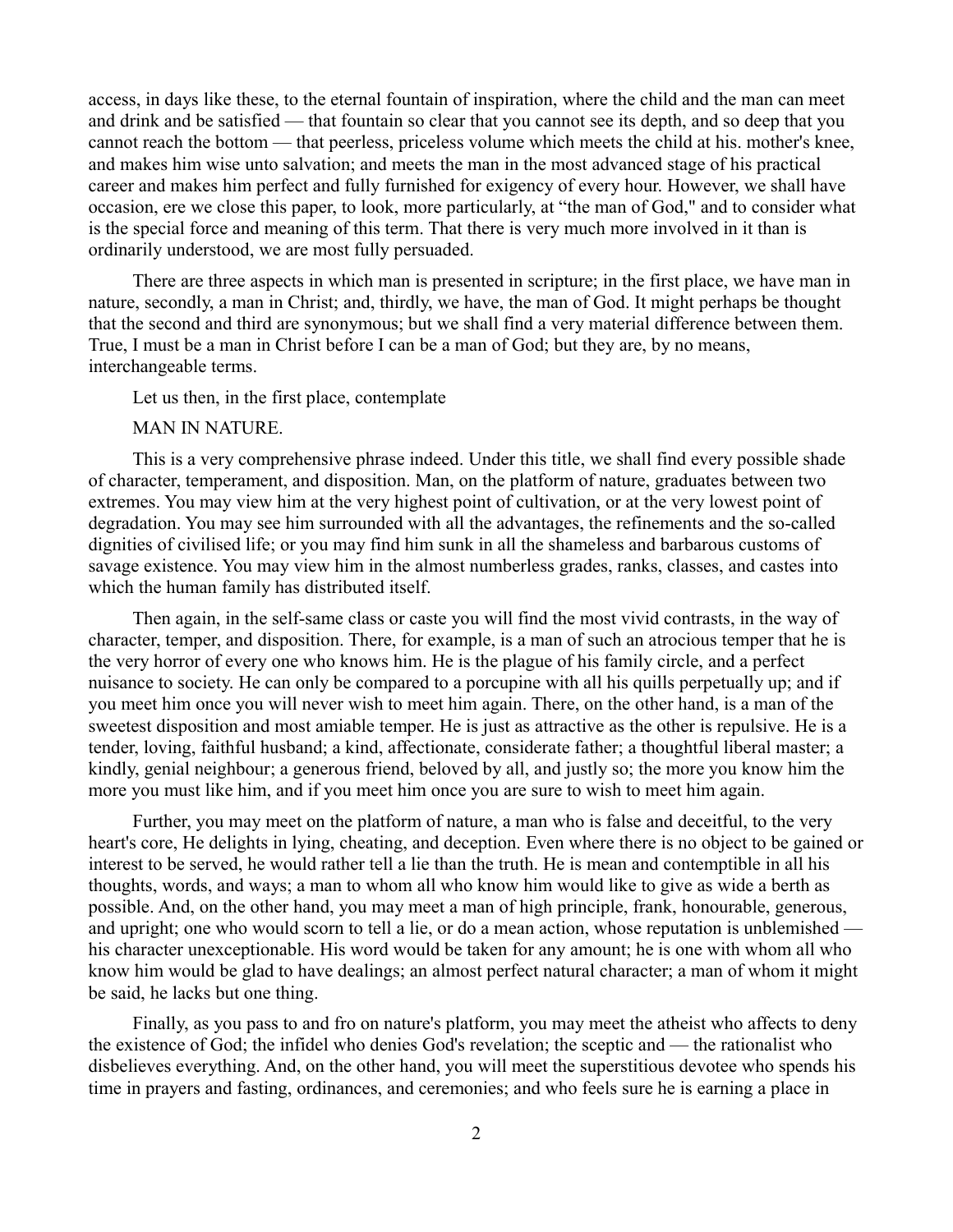access, in days like these, to the eternal fountain of inspiration, where the child and the man can meet and drink and be satisfied — that fountain so clear that you cannot see its depth, and so deep that you cannot reach the bottom — that peerless, priceless volume which meets the child at his. mother's knee, and makes him wise unto salvation; and meets the man in the most advanced stage of his practical career and makes him perfect and fully furnished for exigency of every hour. However, we shall have occasion, ere we close this paper, to look, more particularly, at "the man of God," and to consider what is the special force and meaning of this term. That there is very much more involved in it than is ordinarily understood, we are most fully persuaded.

There are three aspects in which man is presented in scripture; in the first place, we have man in nature, secondly, a man in Christ; and, thirdly, we have, the man of God. It might perhaps be thought that the second and third are synonymous; but we shall find a very material difference between them. True, I must be a man in Christ before I can be a man of God; but they are, by no means, interchangeable terms.

Let us then, in the first place, contemplate

MAN IN NATURE.

This is a very comprehensive phrase indeed. Under this title, we shall find every possible shade of character, temperament, and disposition. Man, on the platform of nature, graduates between two extremes. You may view him at the very highest point of cultivation, or at the very lowest point of degradation. You may see him surrounded with all the advantages, the refinements and the so-called dignities of civilised life; or you may find him sunk in all the shameless and barbarous customs of savage existence. You may view him in the almost numberless grades, ranks, classes, and castes into which the human family has distributed itself.

Then again, in the self-same class or caste you will find the most vivid contrasts, in the way of character, temper, and disposition. There, for example, is a man of such an atrocious temper that he is the very horror of every one who knows him. He is the plague of his family circle, and a perfect nuisance to society. He can only be compared to a porcupine with all his quills perpetually up; and if you meet him once you will never wish to meet him again. There, on the other hand, is a man of the sweetest disposition and most amiable temper. He is just as attractive as the other is repulsive. He is a tender, loving, faithful husband; a kind, affectionate, considerate father; a thoughtful liberal master; a kindly, genial neighbour; a generous friend, beloved by all, and justly so; the more you know him the more you must like him, and if you meet him once you are sure to wish to meet him again.

Further, you may meet on the platform of nature, a man who is false and deceitful, to the very heart's core, He delights in lying, cheating, and deception. Even where there is no object to be gained or interest to be served, he would rather tell a lie than the truth. He is mean and contemptible in all his thoughts, words, and ways; a man to whom all who know him would like to give as wide a berth as possible. And, on the other hand, you may meet a man of high principle, frank, honourable, generous, and upright; one who would scorn to tell a lie, or do a mean action, whose reputation is unblemished — his character unexceptionable. His word would be taken for any amount; he is one with whom all who know him would be glad to have dealings; an almost perfect natural character; a man of whom it might be said, he lacks but one thing.

Finally, as you pass to and fro on nature's platform, you may meet the atheist who affects to deny the existence of God; the infidel who denies God's revelation; the sceptic and — the rationalist who disbelieves everything. And, on the other hand, you will meet the superstitious devotee who spends his time in prayers and fasting, ordinances, and ceremonies; and who feels sure he is earning a place in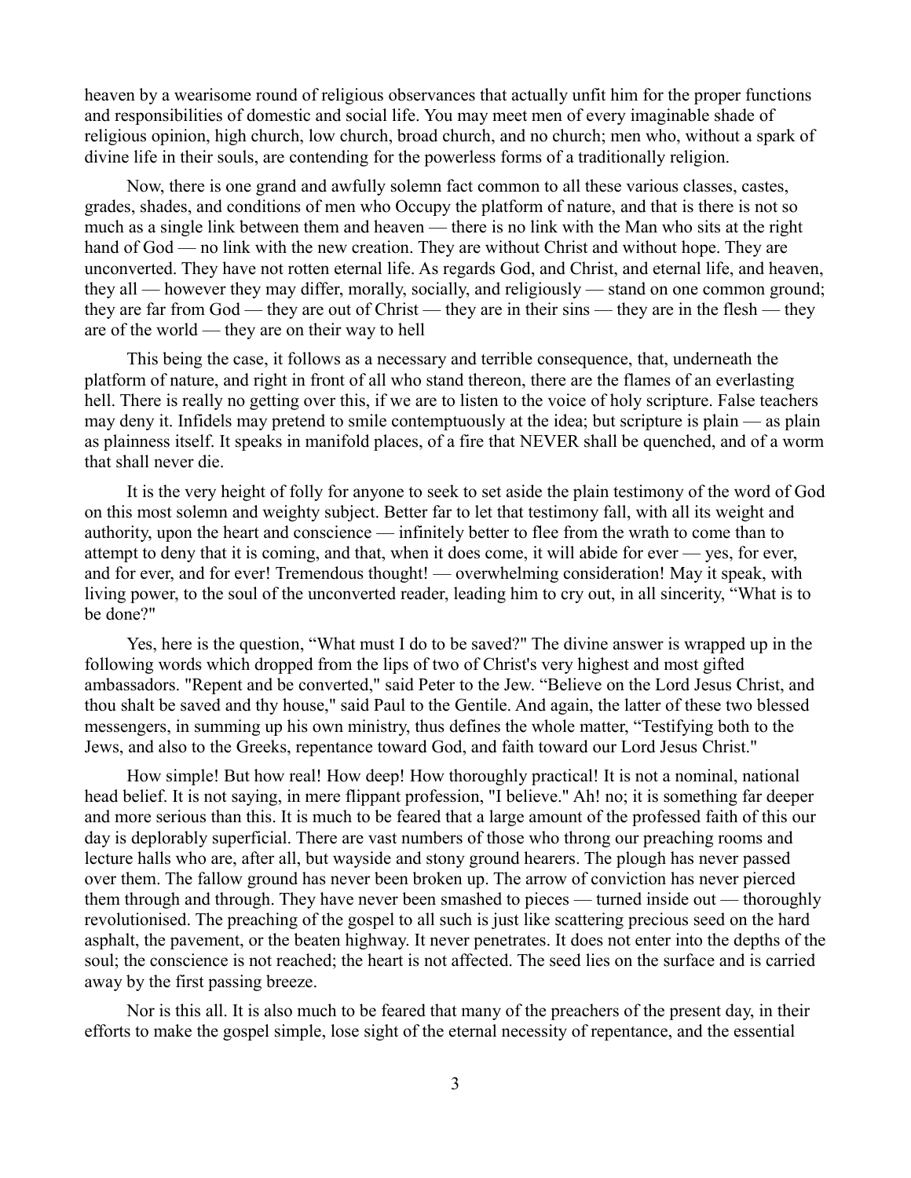heaven by a wearisome round of religious observances that actually unfit him for the proper functions and responsibilities of domestic and social life. You may meet men of every imaginable shade of religious opinion, high church, low church, broad church, and no church; men who, without a spark of divine life in their souls, are contending for the powerless forms of a traditionally religion.

Now, there is one grand and awfully solemn fact common to all these various classes, castes, grades, shades, and conditions of men who Occupy the platform of nature, and that is there is not so much as a single link between them and heaven — there is no link with the Man who sits at the right hand of God — no link with the new creation. They are without Christ and without hope. They are unconverted. They have not rotten eternal life. As regards God, and Christ, and eternal life, and heaven, they all — however they may differ, morally, socially, and religiously — stand on one common ground; they are far from God — they are out of Christ — they are in their sins — they are in the flesh — they are of the world — they are on their way to hell

This being the case, it follows as a necessary and terrible consequence, that, underneath the platform of nature, and right in front of all who stand thereon, there are the flames of an everlasting hell. There is really no getting over this, if we are to listen to the voice of holy scripture. False teachers may deny it. Infidels may pretend to smile contemptuously at the idea; but scripture is plain — as plain as plainness itself. It speaks in manifold places, of a fire that NEVER shall be quenched, and of a worm that shall never die.

It is the very height of folly for anyone to seek to set aside the plain testimony of the word of God on this most solemn and weighty subject. Better far to let that testimony fall, with all its weight and authority, upon the heart and conscience — infinitely better to flee from the wrath to come than to attempt to deny that it is coming, and that, when it does come, it will abide for ever — yes, for ever, and for ever, and for ever! Tremendous thought! — overwhelming consideration! May it speak, with living power, to the soul of the unconverted reader, leading him to cry out, in all sincerity, "What is to be done?"

Yes, here is the question, "What must I do to be saved?" The divine answer is wrapped up in the following words which dropped from the lips of two of Christ's very highest and most gifted ambassadors. "Repent and be converted," said Peter to the Jew. "Believe on the Lord Jesus Christ, and thou shalt be saved and thy house," said Paul to the Gentile. And again, the latter of these two blessed messengers, in summing up his own ministry, thus defines the whole matter, "Testifying both to the Jews, and also to the Greeks, repentance toward God, and faith toward our Lord Jesus Christ."

How simple! But how real! How deep! How thoroughly practical! It is not a nominal, national head belief. It is not saying, in mere flippant profession, "I believe." Ah! no; it is something far deeper and more serious than this. It is much to be feared that a large amount of the professed faith of this our day is deplorably superficial. There are vast numbers of those who throng our preaching rooms and lecture halls who are, after all, but wayside and stony ground hearers. The plough has never passed over them. The fallow ground has never been broken up. The arrow of conviction has never pierced them through and through. They have never been smashed to pieces — turned inside out — thoroughly revolutionised. The preaching of the gospel to all such is just like scattering precious seed on the hard asphalt, the pavement, or the beaten highway. It never penetrates. It does not enter into the depths of the soul; the conscience is not reached; the heart is not affected. The seed lies on the surface and is carried away by the first passing breeze.

Nor is this all. It is also much to be feared that many of the preachers of the present day, in their efforts to make the gospel simple, lose sight of the eternal necessity of repentance, and the essential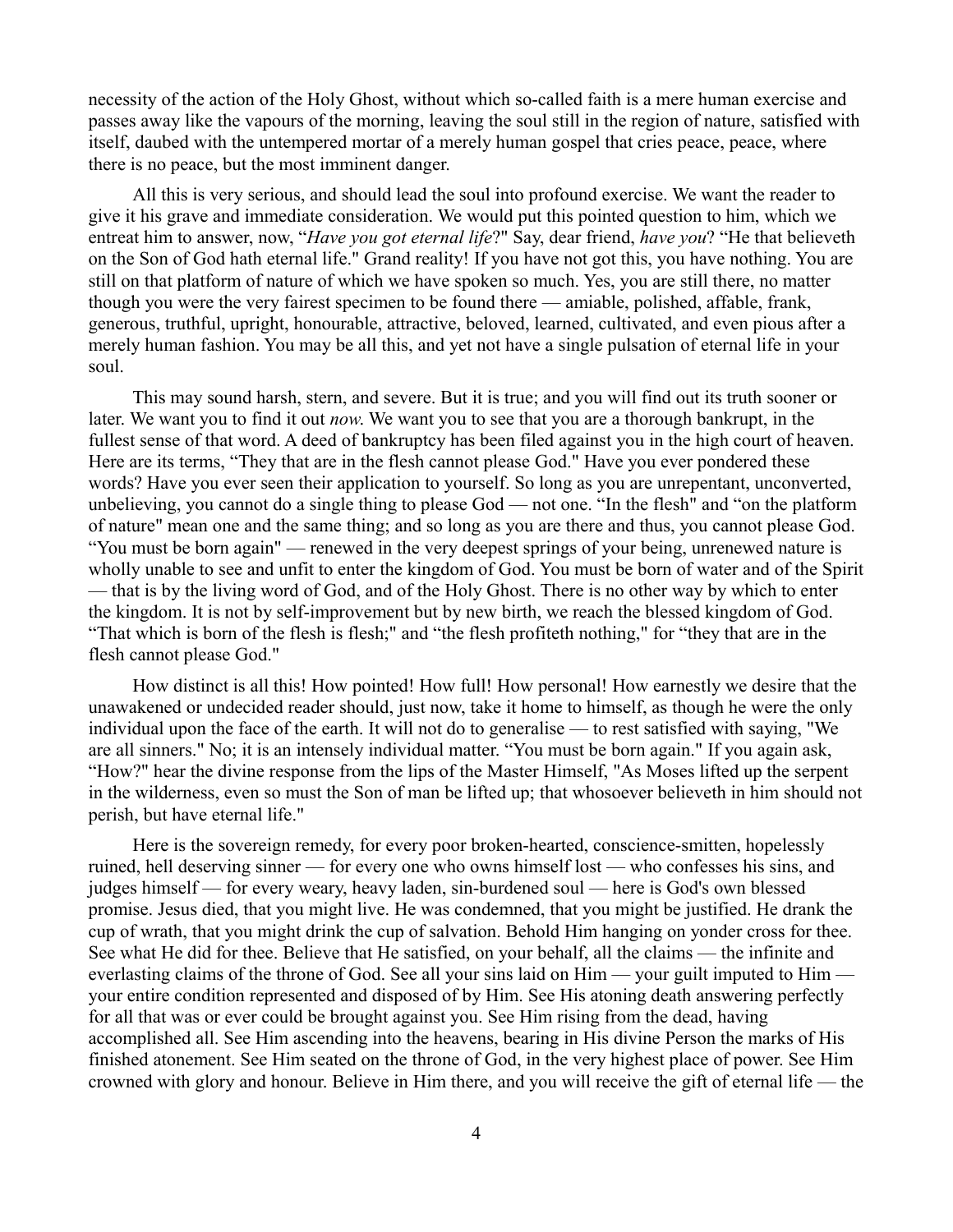necessity of the action of the Holy Ghost, without which so-called faith is a mere human exercise and passes away like the vapours of the morning, leaving the soul still in the region of nature, satisfied with itself, daubed with the untempered mortar of a merely human gospel that cries peace, peace, where there is no peace, but the most imminent danger.

All this is very serious, and should lead the soul into profound exercise. We want the reader to give it his grave and immediate consideration. We would put this pointed question to him, which we entreat him to answer, now, "*Have you got eternal life*?" Say, dear friend, *have you*? "He that believeth on the Son of God hath eternal life." Grand reality! If you have not got this, you have nothing. You are still on that platform of nature of which we have spoken so much. Yes, you are still there, no matter though you were the very fairest specimen to be found there — amiable, polished, affable, frank, generous, truthful, upright, honourable, attractive, beloved, learned, cultivated, and even pious after a merely human fashion. You may be all this, and yet not have a single pulsation of eternal life in your soul.

This may sound harsh, stern, and severe. But it is true; and you will find out its truth sooner or later. We want you to find it out *now*. We want you to see that you are a thorough bankrupt, in the fullest sense of that word. A deed of bankruptcy has been filed against you in the high court of heaven. Here are its terms, "They that are in the flesh cannot please God." Have you ever pondered these words? Have you ever seen their application to yourself. So long as you are unrepentant, unconverted, unbelieving, you cannot do a single thing to please God — not one. "In the flesh" and "on the platform of nature" mean one and the same thing; and so long as you are there and thus, you cannot please God. "You must be born again" — renewed in the very deepest springs of your being, unrenewed nature is wholly unable to see and unfit to enter the kingdom of God. You must be born of water and of the Spirit — that is by the living word of God, and of the Holy Ghost. There is no other way by which to enter the kingdom. It is not by self-improvement but by new birth, we reach the blessed kingdom of God. "That which is born of the flesh is flesh;" and "the flesh profiteth nothing," for "they that are in the flesh cannot please God."

How distinct is all this! How pointed! How full! How personal! How earnestly we desire that the unawakened or undecided reader should, just now, take it home to himself, as though he were the only individual upon the face of the earth. It will not do to generalise — to rest satisfied with saying, "We are all sinners." No; it is an intensely individual matter. "You must be born again." If you again ask, "How?" hear the divine response from the lips of the Master Himself, "As Moses lifted up the serpent in the wilderness, even so must the Son of man be lifted up; that whosoever believeth in him should not perish, but have eternal life."

Here is the sovereign remedy, for every poor broken-hearted, conscience-smitten, hopelessly ruined, hell deserving sinner — for every one who owns himself lost — who confesses his sins, and judges himself — for every weary, heavy laden, sin-burdened soul — here is God's own blessed promise. Jesus died, that you might live. He was condemned, that you might be justified. He drank the cup of wrath, that you might drink the cup of salvation. Behold Him hanging on yonder cross for thee. See what He did for thee. Believe that He satisfied, on your behalf, all the claims — the infinite and everlasting claims of the throne of God. See all your sins laid on Him — your guilt imputed to Him — your entire condition represented and disposed of by Him. See His atoning death answering perfectly for all that was or ever could be brought against you. See Him rising from the dead, having accomplished all. See Him ascending into the heavens, bearing in His divine Person the marks of His finished atonement. See Him seated on the throne of God, in the very highest place of power. See Him crowned with glory and honour. Believe in Him there, and you will receive the gift of eternal life — the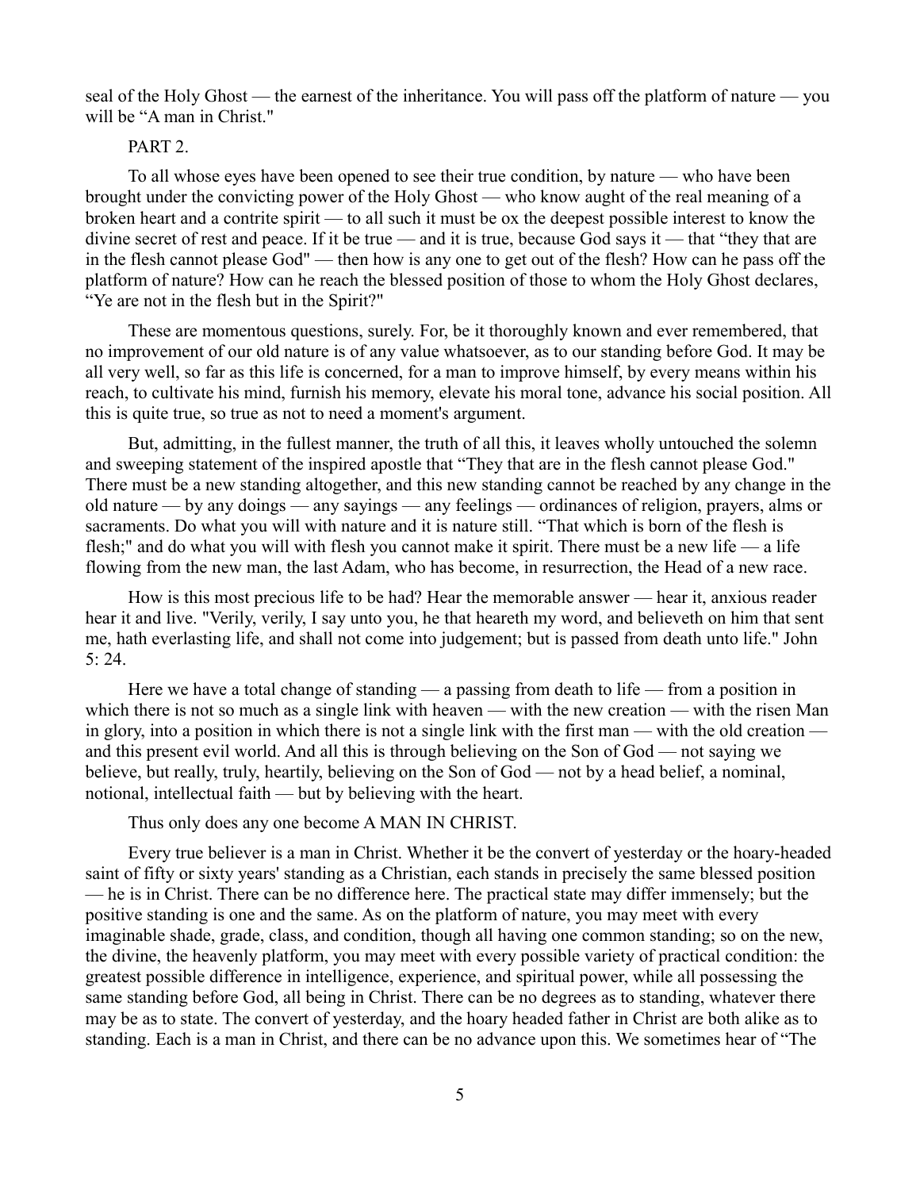seal of the Holy Ghost — the earnest of the inheritance. You will pass off the platform of nature — you will be "A man in Christ."

PART 2.

To all whose eyes have been opened to see their true condition, by nature — who have been brought under the convicting power of the Holy Ghost — who know aught of the real meaning of a broken heart and a contrite spirit — to all such it must be ox the deepest possible interest to know the divine secret of rest and peace. If it be true — and it is true, because God says it — that "they that are in the flesh cannot please God" — then how is any one to get out of the flesh? How can he pass off the platform of nature? How can he reach the blessed position of those to whom the Holy Ghost declares, "Ye are not in the flesh but in the Spirit?"

These are momentous questions, surely. For, be it thoroughly known and ever remembered, that no improvement of our old nature is of any value whatsoever, as to our standing before God. It may be all very well, so far as this life is concerned, for a man to improve himself, by every means within his reach, to cultivate his mind, furnish his memory, elevate his moral tone, advance his social position. All this is quite true, so true as not to need a moment's argument.

But, admitting, in the fullest manner, the truth of all this, it leaves wholly untouched the solemn and sweeping statement of the inspired apostle that "They that are in the flesh cannot please God." There must be a new standing altogether, and this new standing cannot be reached by any change in the old nature — by any doings — any sayings — any feelings — ordinances of religion, prayers, alms or sacraments. Do what you will with nature and it is nature still. "That which is born of the flesh is flesh;" and do what you will with flesh you cannot make it spirit. There must be a new life — a life flowing from the new man, the last Adam, who has become, in resurrection, the Head of a new race.

How is this most precious life to be had? Hear the memorable answer — hear it, anxious reader hear it and live. "Verily, verily, I say unto you, he that heareth my word, and believeth on him that sent me, hath everlasting life, and shall not come into judgement; but is passed from death unto life." John 5: 24.

Here we have a total change of standing — a passing from death to life — from a position in which there is not so much as a single link with heaven — with the new creation — with the risen Man in glory, into a position in which there is not a single link with the first man — with the old creation — and this present evil world. And all this is through believing on the Son of God — not saying we believe, but really, truly, heartily, believing on the Son of God — not by a head belief, a nominal, notional, intellectual faith — but by believing with the heart.

Thus only does any one become A MAN IN CHRIST.

Every true believer is a man in Christ. Whether it be the convert of yesterday or the hoary-headed saint of fifty or sixty years' standing as a Christian, each stands in precisely the same blessed position — he is in Christ. There can be no difference here. The practical state may differ immensely; but the positive standing is one and the same. As on the platform of nature, you may meet with every imaginable shade, grade, class, and condition, though all having one common standing; so on the new, the divine, the heavenly platform, you may meet with every possible variety of practical condition: the greatest possible difference in intelligence, experience, and spiritual power, while all possessing the same standing before God, all being in Christ. There can be no degrees as to standing, whatever there may be as to state. The convert of yesterday, and the hoary headed father in Christ are both alike as to standing. Each is a man in Christ, and there can be no advance upon this. We sometimes hear of "The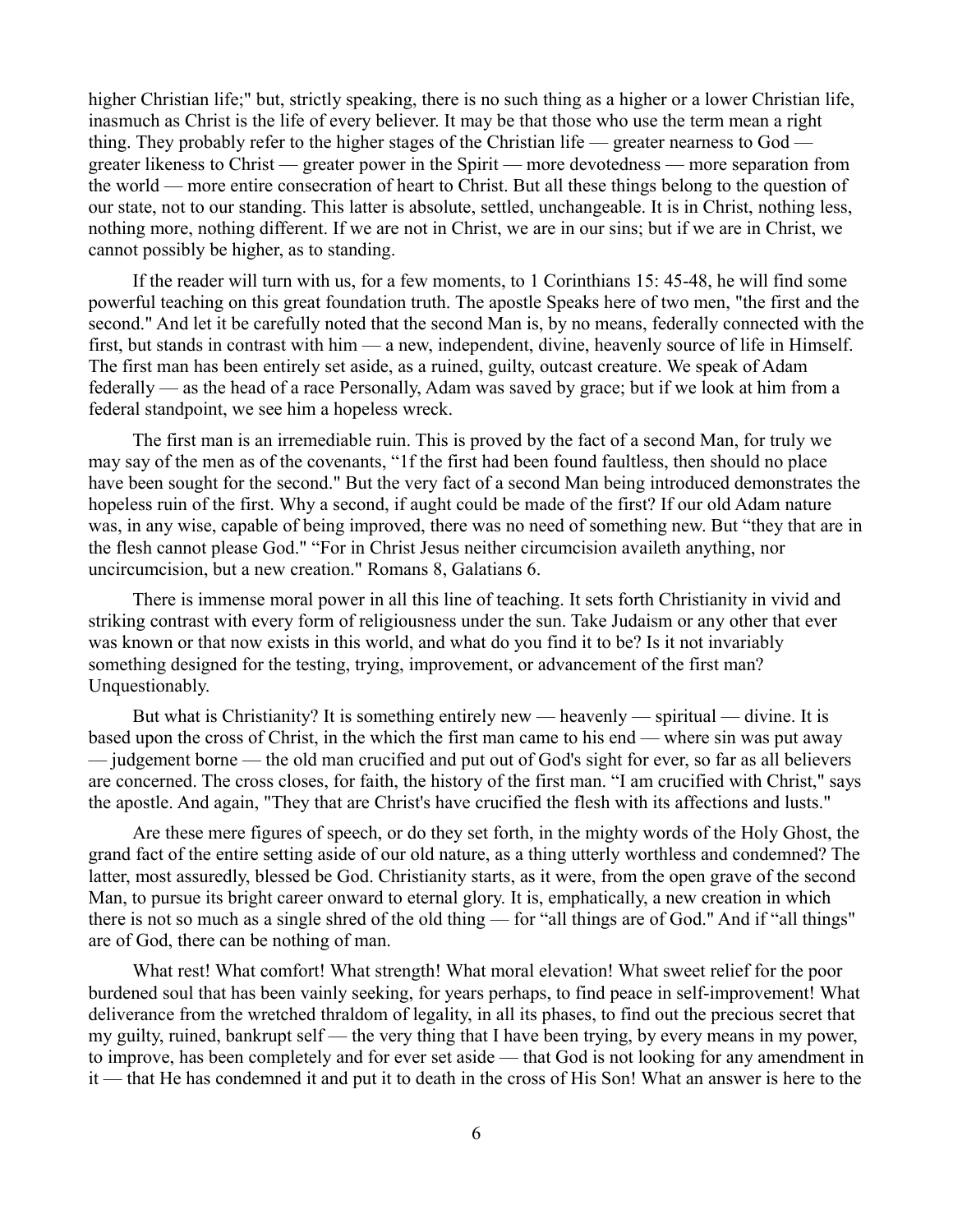higher Christian life;" but, strictly speaking, there is no such thing as a higher or a lower Christian life, inasmuch as Christ is the life of every believer. It may be that those who use the term mean a right thing. They probably refer to the higher stages of the Christian life — greater nearness to God — greater likeness to Christ — greater power in the Spirit — more devotedness — more separation from the world — more entire consecration of heart to Christ. But all these things belong to the question of our state, not to our standing. This latter is absolute, settled, unchangeable. It is in Christ, nothing less, nothing more, nothing different. If we are not in Christ, we are in our sins; but if we are in Christ, we cannot possibly be higher, as to standing.

If the reader will turn with us, for a few moments, to 1 Corinthians 15: 45-48, he will find some powerful teaching on this great foundation truth. The apostle Speaks here of two men, "the first and the second." And let it be carefully noted that the second Man is, by no means, federally connected with the first, but stands in contrast with him — a new, independent, divine, heavenly source of life in Himself. The first man has been entirely set aside, as a ruined, guilty, outcast creature. We speak of Adam federally — as the head of a race Personally, Adam was saved by grace; but if we look at him from a federal standpoint, we see him a hopeless wreck.

The first man is an irremediable ruin. This is proved by the fact of a second Man, for truly we may say of the men as of the covenants, "1f the first had been found faultless, then should no place have been sought for the second." But the very fact of a second Man being introduced demonstrates the hopeless ruin of the first. Why a second, if aught could be made of the first? If our old Adam nature was, in any wise, capable of being improved, there was no need of something new. But "they that are in the flesh cannot please God." "For in Christ Jesus neither circumcision availeth anything, nor uncircumcision, but a new creation." Romans 8, Galatians 6.

There is immense moral power in all this line of teaching. It sets forth Christianity in vivid and striking contrast with every form of religiousness under the sun. Take Judaism or any other that ever was known or that now exists in this world, and what do you find it to be? Is it not invariably something designed for the testing, trying, improvement, or advancement of the first man? Unquestionably.

But what is Christianity? It is something entirely new — heavenly — spiritual — divine. It is based upon the cross of Christ, in the which the first man came to his end — where sin was put away — judgement borne — the old man crucified and put out of God's sight for ever, so far as all believers are concerned. The cross closes, for faith, the history of the first man. "I am crucified with Christ," says the apostle. And again, "They that are Christ's have crucified the flesh with its affections and lusts."

Are these mere figures of speech, or do they set forth, in the mighty words of the Holy Ghost, the grand fact of the entire setting aside of our old nature, as a thing utterly worthless and condemned? The latter, most assuredly, blessed be God. Christianity starts, as it were, from the open grave of the second Man, to pursue its bright career onward to eternal glory. It is, emphatically, a new creation in which there is not so much as a single shred of the old thing — for "all things are of God." And if "all things" are of God, there can be nothing of man.

What rest! What comfort! What strength! What moral elevation! What sweet relief for the poor burdened soul that has been vainly seeking, for years perhaps, to find peace in self-improvement! What deliverance from the wretched thraldom of legality, in all its phases, to find out the precious secret that my guilty, ruined, bankrupt self — the very thing that I have been trying, by every means in my power, to improve, has been completely and for ever set aside — that God is not looking for any amendment in it — that He has condemned it and put it to death in the cross of His Son! What an answer is here to the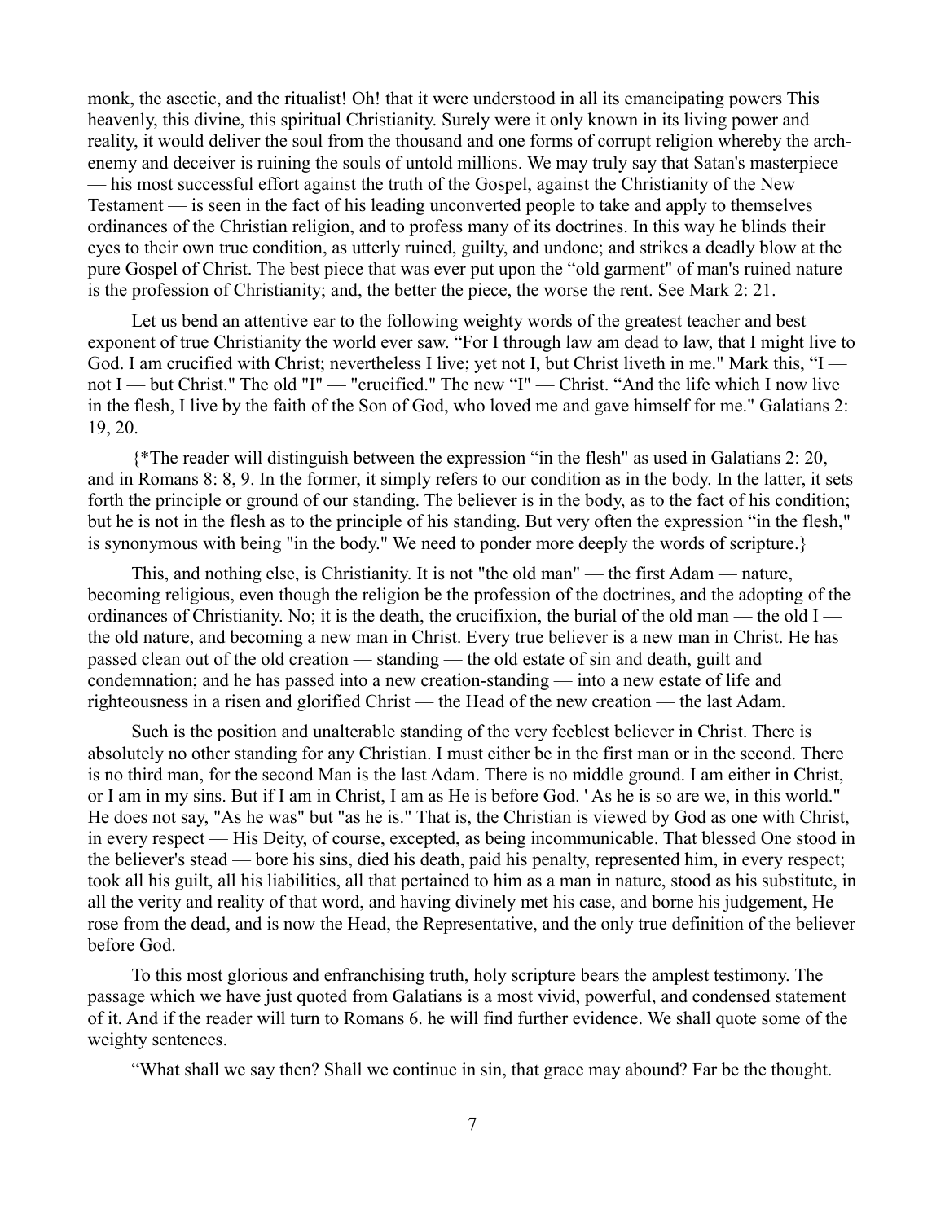monk, the ascetic, and the ritualist! Oh! that it were understood in all its emancipating powers This heavenly, this divine, this spiritual Christianity. Surely were it only known in its living power and reality, it would deliver the soul from the thousand and one forms of corrupt religion whereby the arch-enemy and deceiver is ruining the souls of untold millions. We may truly say that Satan's masterpiece — his most successful effort against the truth of the Gospel, against the Christianity of the New Testament — is seen in the fact of his leading unconverted people to take and apply to themselves ordinances of the Christian religion, and to profess many of its doctrines. In this way he blinds their eyes to their own true condition, as utterly ruined, guilty, and undone; and strikes a deadly blow at the pure Gospel of Christ. The best piece that was ever put upon the "old garment" of man's ruined nature is the profession of Christianity; and, the better the piece, the worse the rent. See Mark 2: 21.

Let us bend an attentive ear to the following weighty words of the greatest teacher and best exponent of true Christianity the world ever saw. "For I through law am dead to law, that I might live to God. I am crucified with Christ; nevertheless I live; yet not I, but Christ liveth in me." Mark this, "I — not I — but Christ." The old "I" — "crucified." The new "I" — Christ. "And the life which I now live in the flesh, I live by the faith of the Son of God, who loved me and gave himself for me." Galatians 2: 19, 20.

{*The reader will distinguish between the expression "in the flesh" as used in Galatians 2: 20, and in Romans 8: 8, 9. In the former, it simply refers to our condition as in the body. In the latter, it sets forth the principle or ground of our standing. The believer is in the body, as to the fact of his condition; but he is not in the flesh as to the principle of his standing. But very often the expression "in the flesh," is synonymous with being "in the body." We need to ponder more deeply the words of scripture.}

This, and nothing else, is Christianity. It is not "the old man" — the first Adam — nature, becoming religious, even though the religion be the profession of the doctrines, and the adopting of the ordinances of Christianity. No; it is the death, the crucifixion, the burial of the old man — the old I — the old nature, and becoming a new man in Christ. Every true believer is a new man in Christ. He has passed clean out of the old creation — standing — the old estate of sin and death, guilt and condemnation; and he has passed into a new creation-standing — into a new estate of life and righteousness in a risen and glorified Christ — the Head of the new creation — the last Adam.

Such is the position and unalterable standing of the very feeblest believer in Christ. There is absolutely no other standing for any Christian. I must either be in the first man or in the second. There is no third man, for the second Man is the last Adam. There is no middle ground. I am either in Christ, or I am in my sins. But if I am in Christ, I am as He is before God. ' As he is so are we, in this world." He does not say, "As he was" but "as he is." That is, the Christian is viewed by God as one with Christ, in every respect — His Deity, of course, excepted, as being incommunicable. That blessed One stood in the believer's stead — bore his sins, died his death, paid his penalty, represented him, in every respect; took all his guilt, all his liabilities, all that pertained to him as a man in nature, stood as his substitute, in all the verity and reality of that word, and having divinely met his case, and borne his judgement, He rose from the dead, and is now the Head, the Representative, and the only true definition of the believer before God.

To this most glorious and enfranchising truth, holy scripture bears the amplest testimony. The passage which we have just quoted from Galatians is a most vivid, powerful, and condensed statement of it. And if the reader will turn to Romans 6. he will find further evidence. We shall quote some of the weighty sentences.

"What shall we say then? Shall we continue in sin, that grace may abound? Far be the thought.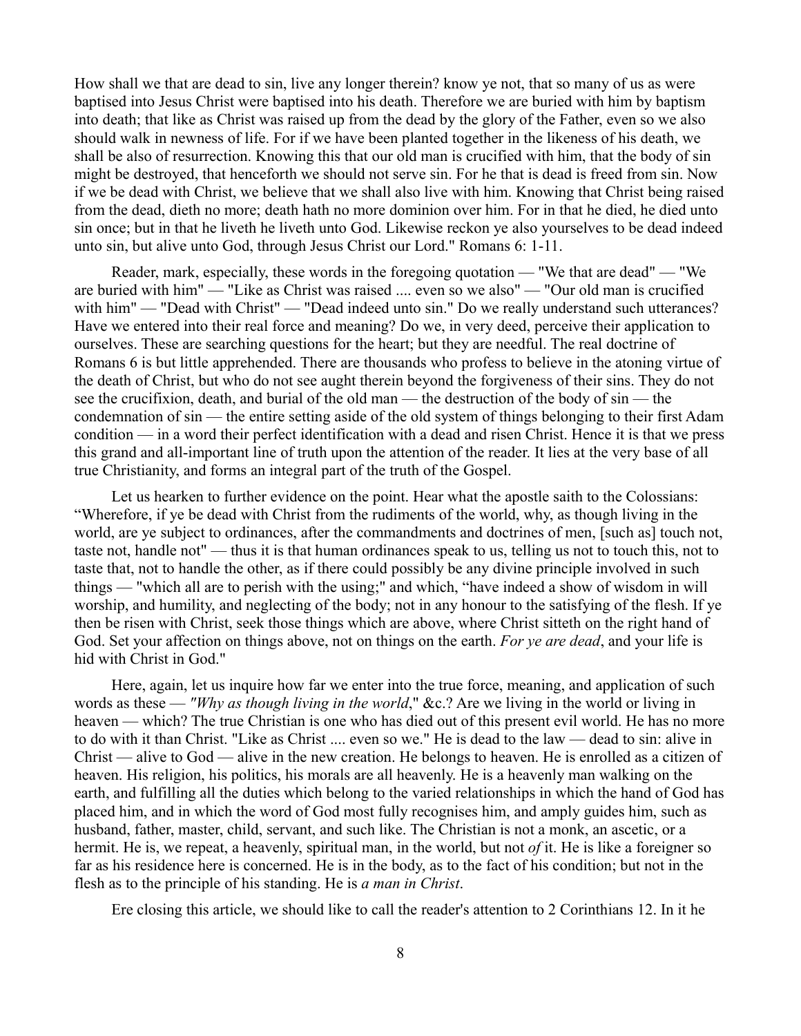How shall we that are dead to sin, live any longer therein? know ye not, that so many of us as were baptised into Jesus Christ were baptised into his death. Therefore we are buried with him by baptism into death; that like as Christ was raised up from the dead by the glory of the Father, even so we also should walk in newness of life. For if we have been planted together in the likeness of his death, we shall be also of resurrection. Knowing this that our old man is crucified with him, that the body of sin might be destroyed, that henceforth we should not serve sin. For he that is dead is freed from sin. Now if we be dead with Christ, we believe that we shall also live with him. Knowing that Christ being raised from the dead, dieth no more; death hath no more dominion over him. For in that he died, he died unto sin once; but in that he liveth he liveth unto God. Likewise reckon ye also yourselves to be dead indeed unto sin, but alive unto God, through Jesus Christ our Lord." Romans 6: 1-11.

Reader, mark, especially, these words in the foregoing quotation — "We that are dead" — "We are buried with him" — "Like as Christ was raised .... even so we also" — "Our old man is crucified with him" — "Dead with Christ" — "Dead indeed unto sin." Do we really understand such utterances? Have we entered into their real force and meaning? Do we, in very deed, perceive their application to ourselves. These are searching questions for the heart; but they are needful. The real doctrine of Romans 6 is but little apprehended. There are thousands who profess to believe in the atoning virtue of the death of Christ, but who do not see aught therein beyond the forgiveness of their sins. They do not see the crucifixion, death, and burial of the old man — the destruction of the body of sin — the condemnation of sin — the entire setting aside of the old system of things belonging to their first Adam condition — in a word their perfect identification with a dead and risen Christ. Hence it is that we press this grand and all-important line of truth upon the attention of the reader. It lies at the very base of all true Christianity, and forms an integral part of the truth of the Gospel.

Let us hearken to further evidence on the point. Hear what the apostle saith to the Colossians: "Wherefore, if ye be dead with Christ from the rudiments of the world, why, as though living in the world, are ye subject to ordinances, after the commandments and doctrines of men, [such as] touch not, taste not, handle not" — thus it is that human ordinances speak to us, telling us not to touch this, not to taste that, not to handle the other, as if there could possibly be any divine principle involved in such things — "which all are to perish with the using;" and which, "have indeed a show of wisdom in will worship, and humility, and neglecting of the body; not in any honour to the satisfying of the flesh. If ye then be risen with Christ, seek those things which are above, where Christ sitteth on the right hand of God. Set your affection on things above, not on things on the earth. *For ye are dead*, and your life is hid with Christ in God."

Here, again, let us inquire how far we enter into the true force, meaning, and application of such words as these — *"Why as though living in the world*," &c.? Are we living in the world or living in heaven — which? The true Christian is one who has died out of this present evil world. He has no more to do with it than Christ. "Like as Christ .... even so we." He is dead to the law — dead to sin: alive in Christ — alive to God — alive in the new creation. He belongs to heaven. He is enrolled as a citizen of heaven. His religion, his politics, his morals are all heavenly. He is a heavenly man walking on the earth, and fulfilling all the duties which belong to the varied relationships in which the hand of God has placed him, and in which the word of God most fully recognises him, and amply guides him, such as husband, father, master, child, servant, and such like. The Christian is not a monk, an ascetic, or a hermit. He is, we repeat, a heavenly, spiritual man, in the world, but not *of* it. He is like a foreigner so far as his residence here is concerned. He is in the body, as to the fact of his condition; but not in the flesh as to the principle of his standing. He is *a man in Christ*.

Ere closing this article, we should like to call the reader's attention to 2 Corinthians 12. In it he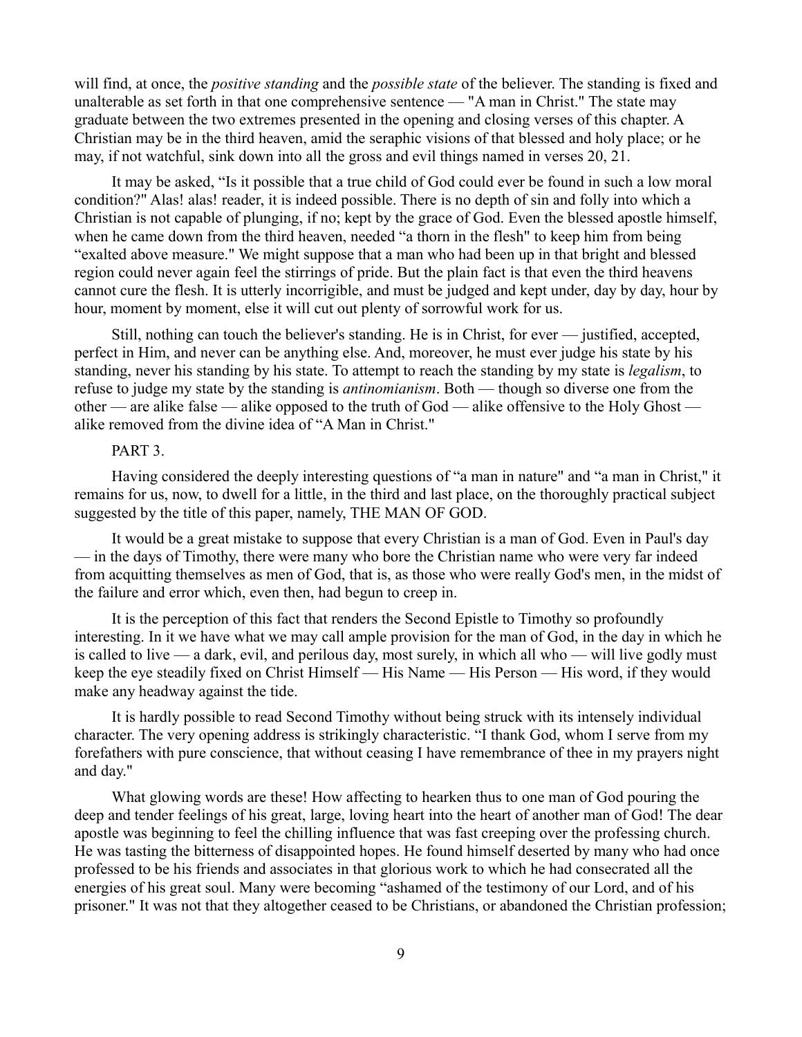will find, at once, the *positive standing* and the *possible state* of the believer. The standing is fixed and unalterable as set forth in that one comprehensive sentence — "A man in Christ." The state may graduate between the two extremes presented in the opening and closing verses of this chapter. A Christian may be in the third heaven, amid the seraphic visions of that blessed and holy place; or he may, if not watchful, sink down into all the gross and evil things named in verses 20, 21.

It may be asked, "Is it possible that a true child of God could ever be found in such a low moral condition?" Alas! alas! reader, it is indeed possible. There is no depth of sin and folly into which a Christian is not capable of plunging, if no; kept by the grace of God. Even the blessed apostle himself, when he came down from the third heaven, needed "a thorn in the flesh" to keep him from being "exalted above measure." We might suppose that a man who had been up in that bright and blessed region could never again feel the stirrings of pride. But the plain fact is that even the third heavens cannot cure the flesh. It is utterly incorrigible, and must be judged and kept under, day by day, hour by hour, moment by moment, else it will cut out plenty of sorrowful work for us.

Still, nothing can touch the believer's standing. He is in Christ, for ever — justified, accepted, perfect in Him, and never can be anything else. And, moreover, he must ever judge his state by his standing, never his standing by his state. To attempt to reach the standing by my state is *legalism*, to refuse to judge my state by the standing is *antinomianism*. Both — though so diverse one from the other — are alike false — alike opposed to the truth of God — alike offensive to the Holy Ghost — alike removed from the divine idea of "A Man in Christ."

PART 3.

Having considered the deeply interesting questions of "a man in nature" and "a man in Christ," it remains for us, now, to dwell for a little, in the third and last place, on the thoroughly practical subject suggested by the title of this paper, namely, THE MAN OF GOD.

It would be a great mistake to suppose that every Christian is a man of God. Even in Paul's day — in the days of Timothy, there were many who bore the Christian name who were very far indeed from acquitting themselves as men of God, that is, as those who were really God's men, in the midst of the failure and error which, even then, had begun to creep in.

It is the perception of this fact that renders the Second Epistle to Timothy so profoundly interesting. In it we have what we may call ample provision for the man of God, in the day in which he is called to live — a dark, evil, and perilous day, most surely, in which all who — will live godly must keep the eye steadily fixed on Christ Himself — His Name — His Person — His word, if they would make any headway against the tide.

It is hardly possible to read Second Timothy without being struck with its intensely individual character. The very opening address is strikingly characteristic. "I thank God, whom I serve from my forefathers with pure conscience, that without ceasing I have remembrance of thee in my prayers night and day."

What glowing words are these! How affecting to hearken thus to one man of God pouring the deep and tender feelings of his great, large, loving heart into the heart of another man of God! The dear apostle was beginning to feel the chilling influence that was fast creeping over the professing church. He was tasting the bitterness of disappointed hopes. He found himself deserted by many who had once professed to be his friends and associates in that glorious work to which he had consecrated all the energies of his great soul. Many were becoming "ashamed of the testimony of our Lord, and of his prisoner." It was not that they altogether ceased to be Christians, or abandoned the Christian profession;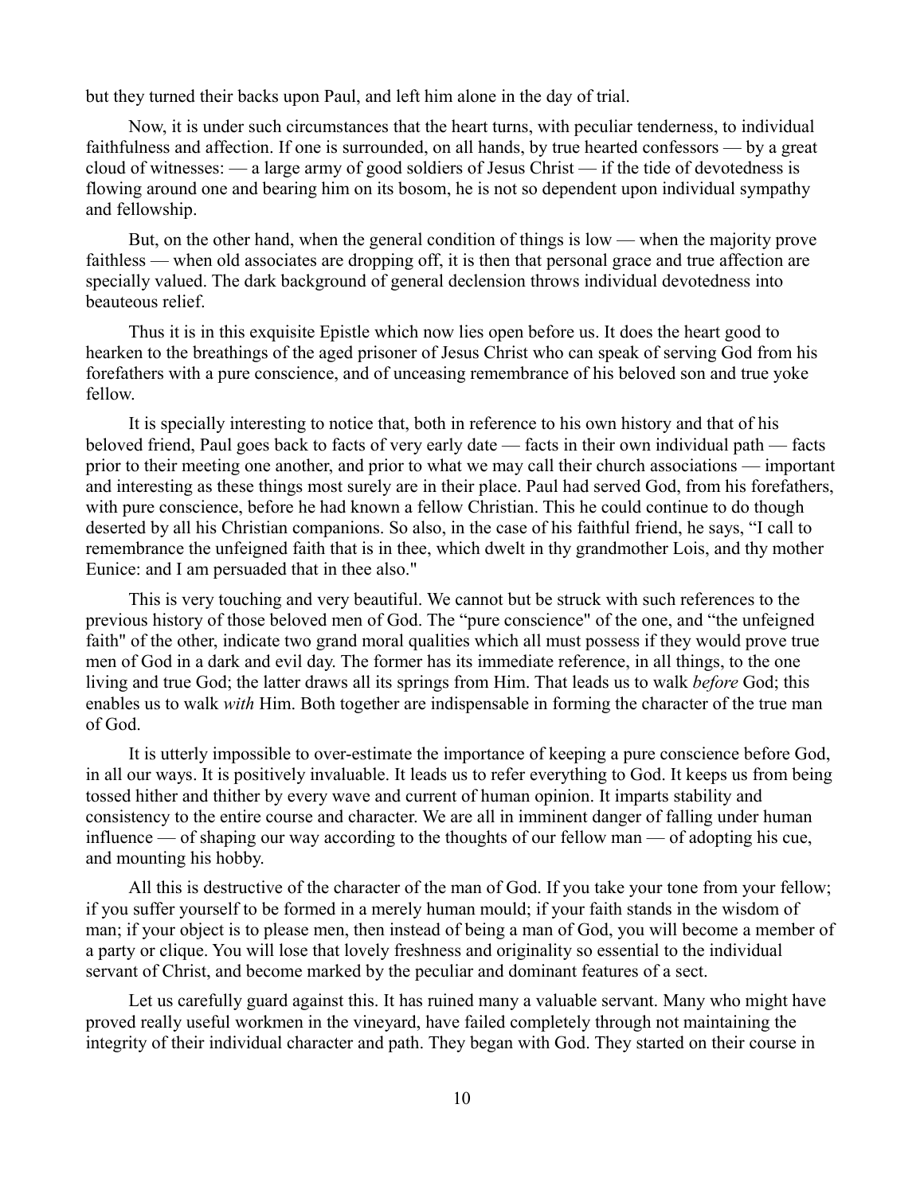but they turned their backs upon Paul, and left him alone in the day of trial.

Now, it is under such circumstances that the heart turns, with peculiar tenderness, to individual faithfulness and affection. If one is surrounded, on all hands, by true hearted confessors — by a great cloud of witnesses: — a large army of good soldiers of Jesus Christ — if the tide of devotedness is flowing around one and bearing him on its bosom, he is not so dependent upon individual sympathy and fellowship.

But, on the other hand, when the general condition of things is low — when the majority prove faithless — when old associates are dropping off, it is then that personal grace and true affection are specially valued. The dark background of general declension throws individual devotedness into beauteous relief.

Thus it is in this exquisite Epistle which now lies open before us. It does the heart good to hearken to the breathings of the aged prisoner of Jesus Christ who can speak of serving God from his forefathers with a pure conscience, and of unceasing remembrance of his beloved son and true yoke fellow.

It is specially interesting to notice that, both in reference to his own history and that of his beloved friend, Paul goes back to facts of very early date — facts in their own individual path — facts prior to their meeting one another, and prior to what we may call their church associations — important and interesting as these things most surely are in their place. Paul had served God, from his forefathers, with pure conscience, before he had known a fellow Christian. This he could continue to do though deserted by all his Christian companions. So also, in the case of his faithful friend, he says, "I call to remembrance the unfeigned faith that is in thee, which dwelt in thy grandmother Lois, and thy mother Eunice: and I am persuaded that in thee also."

This is very touching and very beautiful. We cannot but be struck with such references to the previous history of those beloved men of God. The "pure conscience" of the one, and "the unfeigned faith" of the other, indicate two grand moral qualities which all must possess if they would prove true men of God in a dark and evil day. The former has its immediate reference, in all things, to the one living and true God; the latter draws all its springs from Him. That leads us to walk *before* God; this enables us to walk *with* Him. Both together are indispensable in forming the character of the true man of God.

It is utterly impossible to over-estimate the importance of keeping a pure conscience before God, in all our ways. It is positively invaluable. It leads us to refer everything to God. It keeps us from being tossed hither and thither by every wave and current of human opinion. It imparts stability and consistency to the entire course and character. We are all in imminent danger of falling under human influence — of shaping our way according to the thoughts of our fellow man — of adopting his cue, and mounting his hobby.

All this is destructive of the character of the man of God. If you take your tone from your fellow; if you suffer yourself to be formed in a merely human mould; if your faith stands in the wisdom of man; if your object is to please men, then instead of being a man of God, you will become a member of a party or clique. You will lose that lovely freshness and originality so essential to the individual servant of Christ, and become marked by the peculiar and dominant features of a sect.

Let us carefully guard against this. It has ruined many a valuable servant. Many who might have proved really useful workmen in the vineyard, have failed completely through not maintaining the integrity of their individual character and path. They began with God. They started on their course in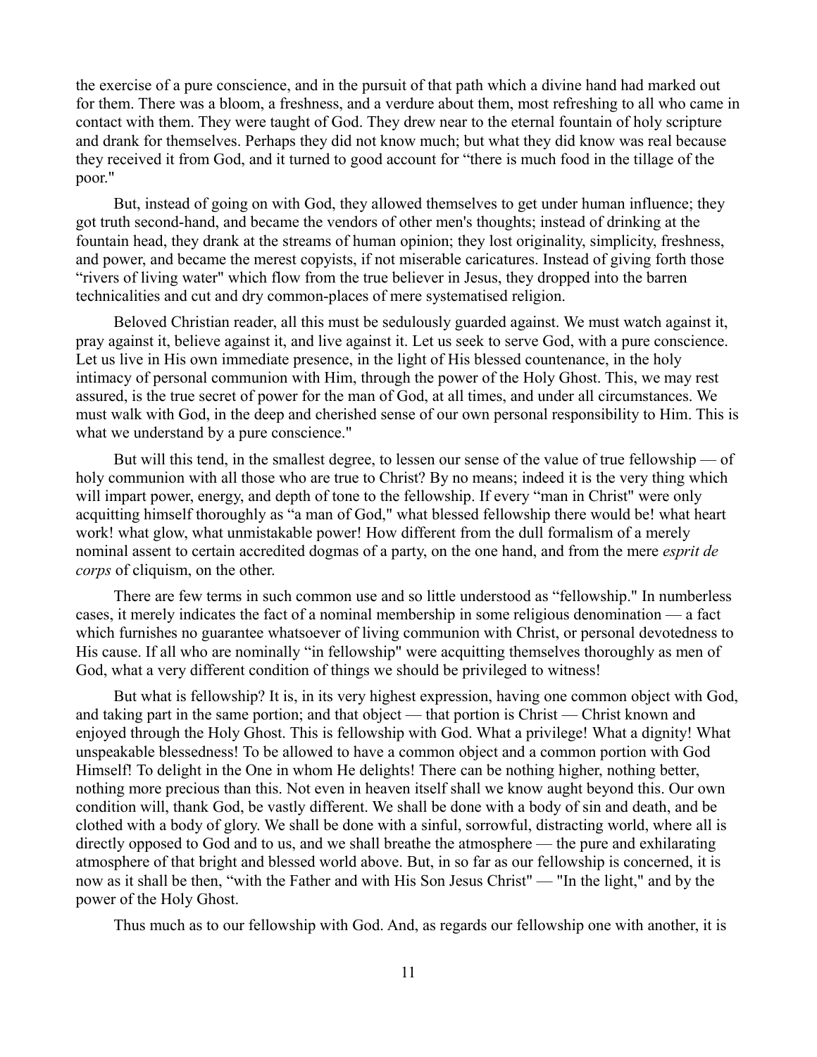the exercise of a pure conscience, and in the pursuit of that path which a divine hand had marked out for them. There was a bloom, a freshness, and a verdure about them, most refreshing to all who came in contact with them. They were taught of God. They drew near to the eternal fountain of holy scripture and drank for themselves. Perhaps they did not know much; but what they did know was real because they received it from God, and it turned to good account for "there is much food in the tillage of the poor."

But, instead of going on with God, they allowed themselves to get under human influence; they got truth second-hand, and became the vendors of other men's thoughts; instead of drinking at the fountain head, they drank at the streams of human opinion; they lost originality, simplicity, freshness, and power, and became the merest copyists, if not miserable caricatures. Instead of giving forth those "rivers of living water" which flow from the true believer in Jesus, they dropped into the barren technicalities and cut and dry common-places of mere systematised religion.

Beloved Christian reader, all this must be sedulously guarded against. We must watch against it, pray against it, believe against it, and live against it. Let us seek to serve God, with a pure conscience. Let us live in His own immediate presence, in the light of His blessed countenance, in the holy intimacy of personal communion with Him, through the power of the Holy Ghost. This, we may rest assured, is the true secret of power for the man of God, at all times, and under all circumstances. We must walk with God, in the deep and cherished sense of our own personal responsibility to Him. This is what we understand by a pure conscience."

But will this tend, in the smallest degree, to lessen our sense of the value of true fellowship — of holy communion with all those who are true to Christ? By no means; indeed it is the very thing which will impart power, energy, and depth of tone to the fellowship. If every "man in Christ" were only acquitting himself thoroughly as "a man of God," what blessed fellowship there would be! what heart work! what glow, what unmistakable power! How different from the dull formalism of a merely nominal assent to certain accredited dogmas of a party, on the one hand, and from the mere *esprit de corps* of cliquism, on the other.

There are few terms in such common use and so little understood as "fellowship." In numberless cases, it merely indicates the fact of a nominal membership in some religious denomination — a fact which furnishes no guarantee whatsoever of living communion with Christ, or personal devotedness to His cause. If all who are nominally "in fellowship" were acquitting themselves thoroughly as men of God, what a very different condition of things we should be privileged to witness!

But what is fellowship? It is, in its very highest expression, having one common object with God, and taking part in the same portion; and that object — that portion is Christ — Christ known and enjoyed through the Holy Ghost. This is fellowship with God. What a privilege! What a dignity! What unspeakable blessedness! To be allowed to have a common object and a common portion with God Himself! To delight in the One in whom He delights! There can be nothing higher, nothing better, nothing more precious than this. Not even in heaven itself shall we know aught beyond this. Our own condition will, thank God, be vastly different. We shall be done with a body of sin and death, and be clothed with a body of glory. We shall be done with a sinful, sorrowful, distracting world, where all is directly opposed to God and to us, and we shall breathe the atmosphere — the pure and exhilarating atmosphere of that bright and blessed world above. But, in so far as our fellowship is concerned, it is now as it shall be then, "with the Father and with His Son Jesus Christ" — "In the light," and by the power of the Holy Ghost.

Thus much as to our fellowship with God. And, as regards our fellowship one with another, it is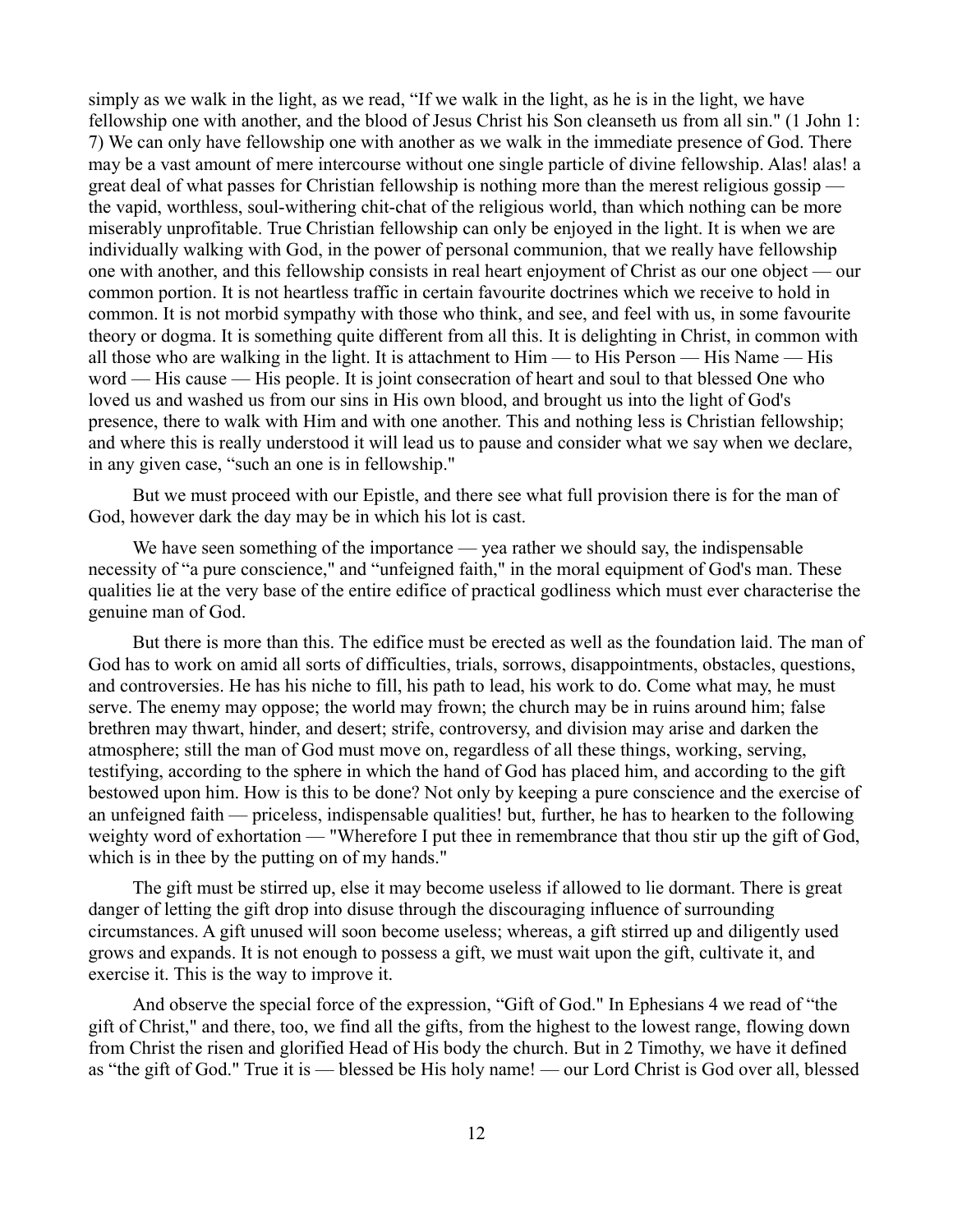simply as we walk in the light, as we read, "If we walk in the light, as he is in the light, we have fellowship one with another, and the blood of Jesus Christ his Son cleanseth us from all sin." (1 John 1: 7) We can only have fellowship one with another as we walk in the immediate presence of God. There may be a vast amount of mere intercourse without one single particle of divine fellowship. Alas! alas! a great deal of what passes for Christian fellowship is nothing more than the merest religious gossip — the vapid, worthless, soul-withering chit-chat of the religious world, than which nothing can be more miserably unprofitable. True Christian fellowship can only be enjoyed in the light. It is when we are individually walking with God, in the power of personal communion, that we really have fellowship one with another, and this fellowship consists in real heart enjoyment of Christ as our one object — our common portion. It is not heartless traffic in certain favourite doctrines which we receive to hold in common. It is not morbid sympathy with those who think, and see, and feel with us, in some favourite theory or dogma. It is something quite different from all this. It is delighting in Christ, in common with all those who are walking in the light. It is attachment to Him — to His Person — His Name — His word — His cause — His people. It is joint consecration of heart and soul to that blessed One who loved us and washed us from our sins in His own blood, and brought us into the light of God's presence, there to walk with Him and with one another. This and nothing less is Christian fellowship; and where this is really understood it will lead us to pause and consider what we say when we declare, in any given case, "such an one is in fellowship."

But we must proceed with our Epistle, and there see what full provision there is for the man of God, however dark the day may be in which his lot is cast.

We have seen something of the importance — yea rather we should say, the indispensable necessity of "a pure conscience," and "unfeigned faith," in the moral equipment of God's man. These qualities lie at the very base of the entire edifice of practical godliness which must ever characterise the genuine man of God.

But there is more than this. The edifice must be erected as well as the foundation laid. The man of God has to work on amid all sorts of difficulties, trials, sorrows, disappointments, obstacles, questions, and controversies. He has his niche to fill, his path to lead, his work to do. Come what may, he must serve. The enemy may oppose; the world may frown; the church may be in ruins around him; false brethren may thwart, hinder, and desert; strife, controversy, and division may arise and darken the atmosphere; still the man of God must move on, regardless of all these things, working, serving, testifying, according to the sphere in which the hand of God has placed him, and according to the gift bestowed upon him. How is this to be done? Not only by keeping a pure conscience and the exercise of an unfeigned faith — priceless, indispensable qualities! but, further, he has to hearken to the following weighty word of exhortation — "Wherefore I put thee in remembrance that thou stir up the gift of God, which is in thee by the putting on of my hands."

The gift must be stirred up, else it may become useless if allowed to lie dormant. There is great danger of letting the gift drop into disuse through the discouraging influence of surrounding circumstances. A gift unused will soon become useless; whereas, a gift stirred up and diligently used grows and expands. It is not enough to possess a gift, we must wait upon the gift, cultivate it, and exercise it. This is the way to improve it.

And observe the special force of the expression, "Gift of God." In Ephesians 4 we read of "the gift of Christ," and there, too, we find all the gifts, from the highest to the lowest range, flowing down from Christ the risen and glorified Head of His body the church. But in 2 Timothy, we have it defined as "the gift of God." True it is — blessed be His holy name! — our Lord Christ is God over all, blessed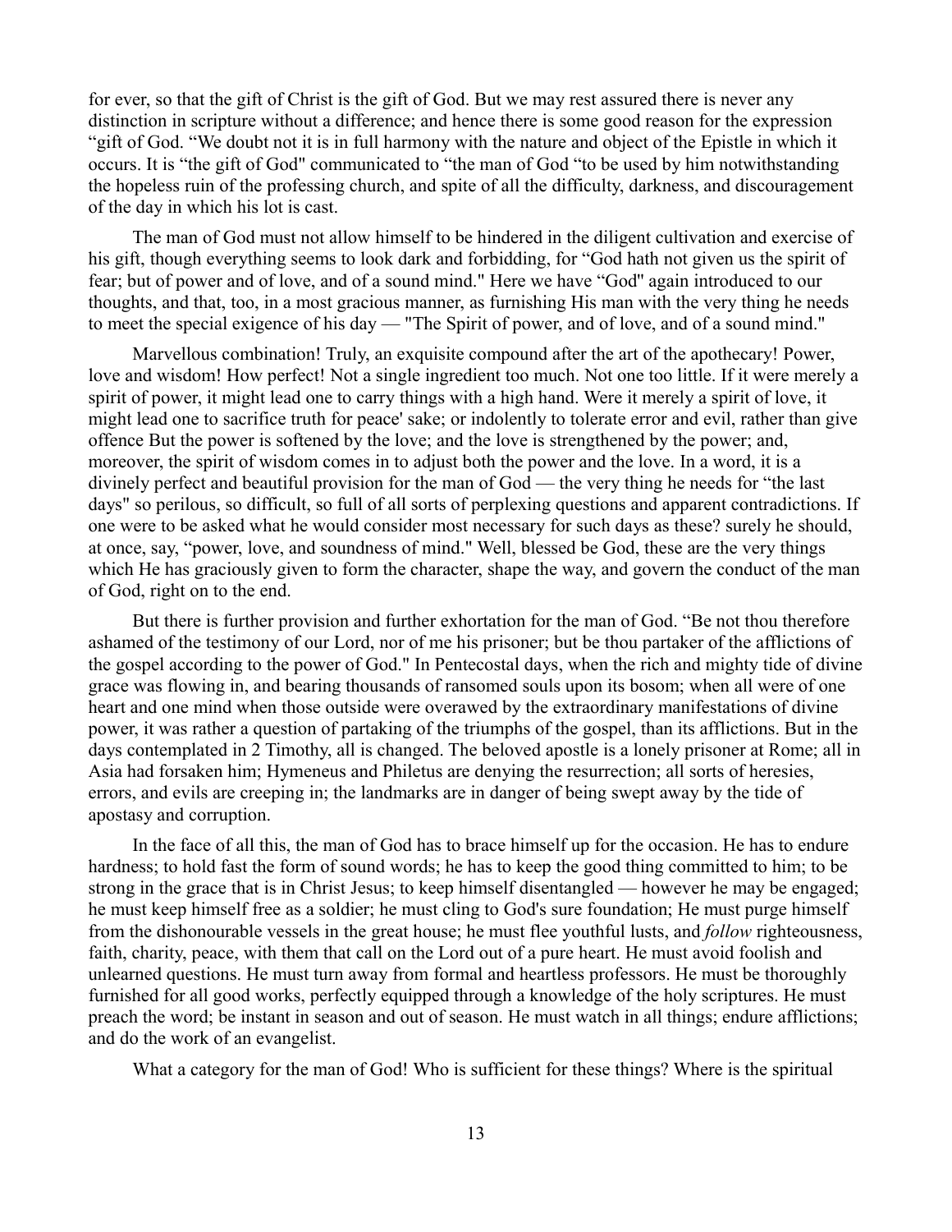for ever, so that the gift of Christ is the gift of God. But we may rest assured there is never any distinction in scripture without a difference; and hence there is some good reason for the expression "gift of God. "We doubt not it is in full harmony with the nature and object of the Epistle in which it occurs. It is "the gift of God" communicated to "the man of God "to be used by him notwithstanding the hopeless ruin of the professing church, and spite of all the difficulty, darkness, and discouragement of the day in which his lot is cast.

The man of God must not allow himself to be hindered in the diligent cultivation and exercise of his gift, though everything seems to look dark and forbidding, for "God hath not given us the spirit of fear; but of power and of love, and of a sound mind." Here we have "God" again introduced to our thoughts, and that, too, in a most gracious manner, as furnishing His man with the very thing he needs to meet the special exigence of his day — "The Spirit of power, and of love, and of a sound mind."

Marvellous combination! Truly, an exquisite compound after the art of the apothecary! Power, love and wisdom! How perfect! Not a single ingredient too much. Not one too little. If it were merely a spirit of power, it might lead one to carry things with a high hand. Were it merely a spirit of love, it might lead one to sacrifice truth for peace' sake; or indolently to tolerate error and evil, rather than give offence But the power is softened by the love; and the love is strengthened by the power; and, moreover, the spirit of wisdom comes in to adjust both the power and the love. In a word, it is a divinely perfect and beautiful provision for the man of God — the very thing he needs for "the last days" so perilous, so difficult, so full of all sorts of perplexing questions and apparent contradictions. If one were to be asked what he would consider most necessary for such days as these? surely he should, at once, say, "power, love, and soundness of mind." Well, blessed be God, these are the very things which He has graciously given to form the character, shape the way, and govern the conduct of the man of God, right on to the end.

But there is further provision and further exhortation for the man of God. "Be not thou therefore ashamed of the testimony of our Lord, nor of me his prisoner; but be thou partaker of the afflictions of the gospel according to the power of God." In Pentecostal days, when the rich and mighty tide of divine grace was flowing in, and bearing thousands of ransomed souls upon its bosom; when all were of one heart and one mind when those outside were overawed by the extraordinary manifestations of divine power, it was rather a question of partaking of the triumphs of the gospel, than its afflictions. But in the days contemplated in 2 Timothy, all is changed. The beloved apostle is a lonely prisoner at Rome; all in Asia had forsaken him; Hymeneus and Philetus are denying the resurrection; all sorts of heresies, errors, and evils are creeping in; the landmarks are in danger of being swept away by the tide of apostasy and corruption.

In the face of all this, the man of God has to brace himself up for the occasion. He has to endure hardness; to hold fast the form of sound words; he has to keep the good thing committed to him; to be strong in the grace that is in Christ Jesus; to keep himself disentangled — however he may be engaged; he must keep himself free as a soldier; he must cling to God's sure foundation; He must purge himself from the dishonourable vessels in the great house; he must flee youthful lusts, and *follow* righteousness, faith, charity, peace, with them that call on the Lord out of a pure heart. He must avoid foolish and unlearned questions. He must turn away from formal and heartless professors. He must be thoroughly furnished for all good works, perfectly equipped through a knowledge of the holy scriptures. He must preach the word; be instant in season and out of season. He must watch in all things; endure afflictions; and do the work of an evangelist.

What a category for the man of God! Who is sufficient for these things? Where is the spiritual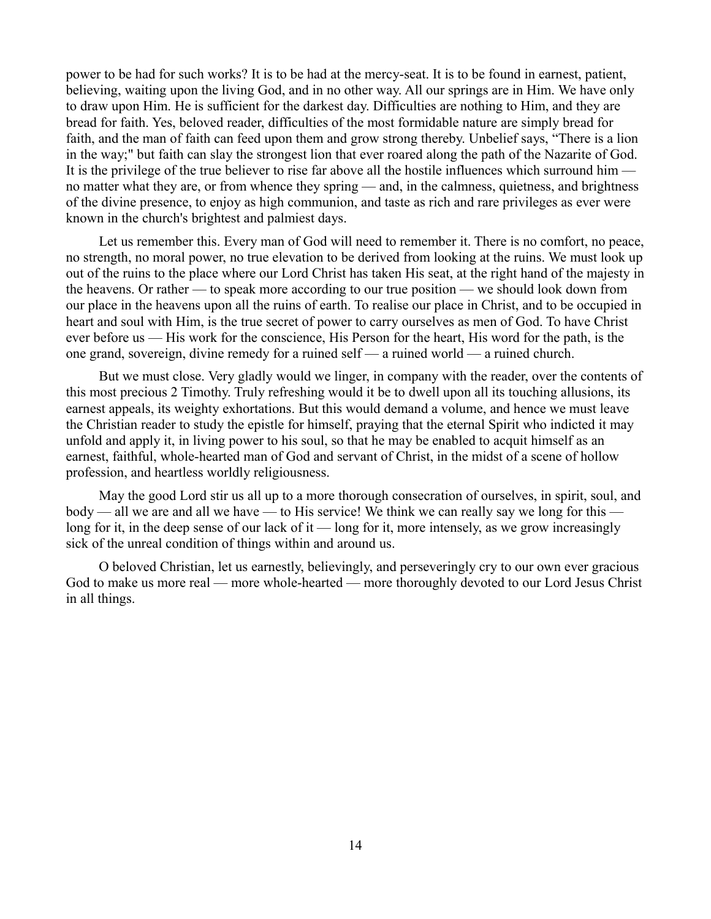power to be had for such works? It is to be had at the mercy-seat. It is to be found in earnest, patient, believing, waiting upon the living God, and in no other way. All our springs are in Him. We have only to draw upon Him. He is sufficient for the darkest day. Difficulties are nothing to Him, and they are bread for faith. Yes, beloved reader, difficulties of the most formidable nature are simply bread for faith, and the man of faith can feed upon them and grow strong thereby. Unbelief says, "There is a lion in the way;" but faith can slay the strongest lion that ever roared along the path of the Nazarite of God. It is the privilege of the true believer to rise far above all the hostile influences which surround him — no matter what they are, or from whence they spring — and, in the calmness, quietness, and brightness of the divine presence, to enjoy as high communion, and taste as rich and rare privileges as ever were known in the church's brightest and palmiest days.

Let us remember this. Every man of God will need to remember it. There is no comfort, no peace, no strength, no moral power, no true elevation to be derived from looking at the ruins. We must look up out of the ruins to the place where our Lord Christ has taken His seat, at the right hand of the majesty in the heavens. Or rather — to speak more according to our true position — we should look down from our place in the heavens upon all the ruins of earth. To realise our place in Christ, and to be occupied in heart and soul with Him, is the true secret of power to carry ourselves as men of God. To have Christ ever before us — His work for the conscience, His Person for the heart, His word for the path, is the one grand, sovereign, divine remedy for a ruined self — a ruined world — a ruined church.

But we must close. Very gladly would we linger, in company with the reader, over the contents of this most precious 2 Timothy. Truly refreshing would it be to dwell upon all its touching allusions, its earnest appeals, its weighty exhortations. But this would demand a volume, and hence we must leave the Christian reader to study the epistle for himself, praying that the eternal Spirit who indicted it may unfold and apply it, in living power to his soul, so that he may be enabled to acquit himself as an earnest, faithful, whole-hearted man of God and servant of Christ, in the midst of a scene of hollow profession, and heartless worldly religiousness.

May the good Lord stir us all up to a more thorough consecration of ourselves, in spirit, soul, and body — all we are and all we have — to His service! We think we can really say we long for this — long for it, in the deep sense of our lack of it — long for it, more intensely, as we grow increasingly sick of the unreal condition of things within and around us.

O beloved Christian, let us earnestly, believingly, and perseveringly cry to our own ever gracious God to make us more real — more whole-hearted — more thoroughly devoted to our Lord Jesus Christ in all things.